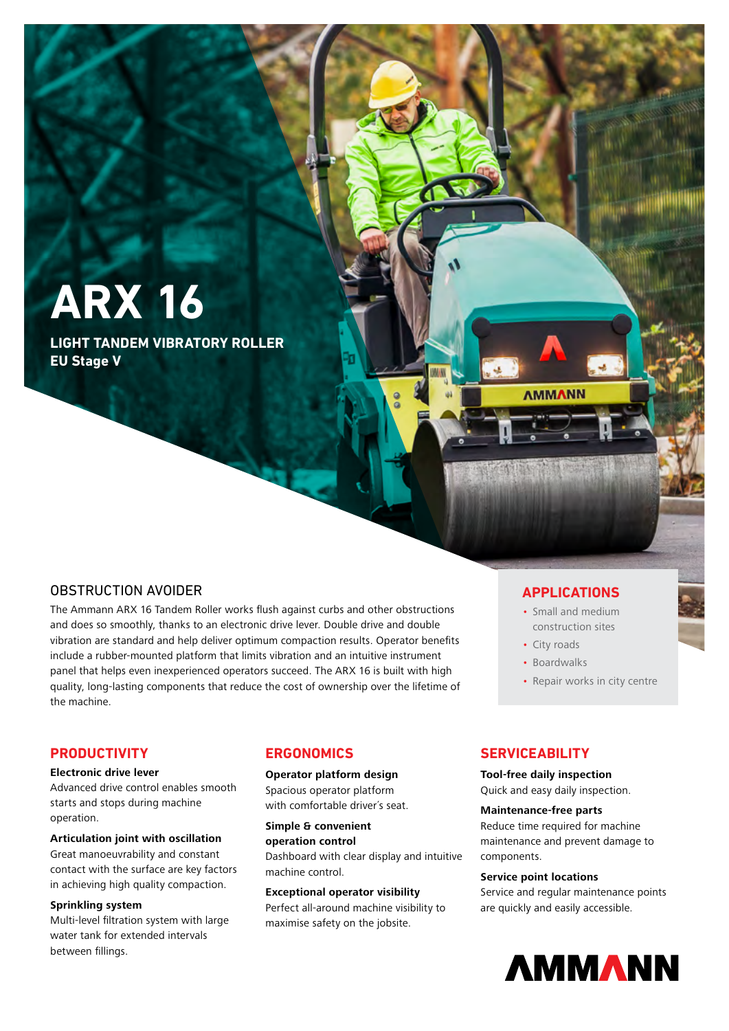# ARX 16

**LIGHT TANDEM VIBRATORY ROLLER**
**EU Stage V**

## OBSTRUCTION AVOIDER

The Ammann ARX 16 Tandem Roller works flush against curbs and other obstructions and does so smoothly, thanks to an electronic drive lever. Double drive and double vibration are standard and help deliver optimum compaction results. Operator benefits include a rubber-mounted platform that limits vibration and an intuitive instrument panel that helps even inexperienced operators succeed. The ARX 16 is built with high quality, long-lasting components that reduce the cost of ownership over the lifetime of the machine.

## APPLICATIONS

- Small and medium construction sites
- City roads
- Boardwalks
- Repair works in city centre

## PRODUCTIVITY

**Electronic drive lever**
Advanced drive control enables smooth starts and stops during machine operation.

**Articulation joint with oscillation**
Great manoeuvrability and constant contact with the surface are key factors in achieving high quality compaction.

**Sprinkling system**
Multi-level filtration system with large water tank for extended intervals between fillings.

## ERGONOMICS

**Operator platform design**
Spacious operator platform with comfortable driver´s seat.

**Simple & convenient operation control**
Dashboard with clear display and intuitive machine control.

**Exceptional operator visibility**
Perfect all-around machine visibility to maximise safety on the jobsite.

## SERVICEABILITY

**Tool-free daily inspection**
Quick and easy daily inspection.

**Maintenance-free parts**
Reduce time required for machine maintenance and prevent damage to components.

**Service point locations**
Service and regular maintenance points are quickly and easily accessible.

AMMANN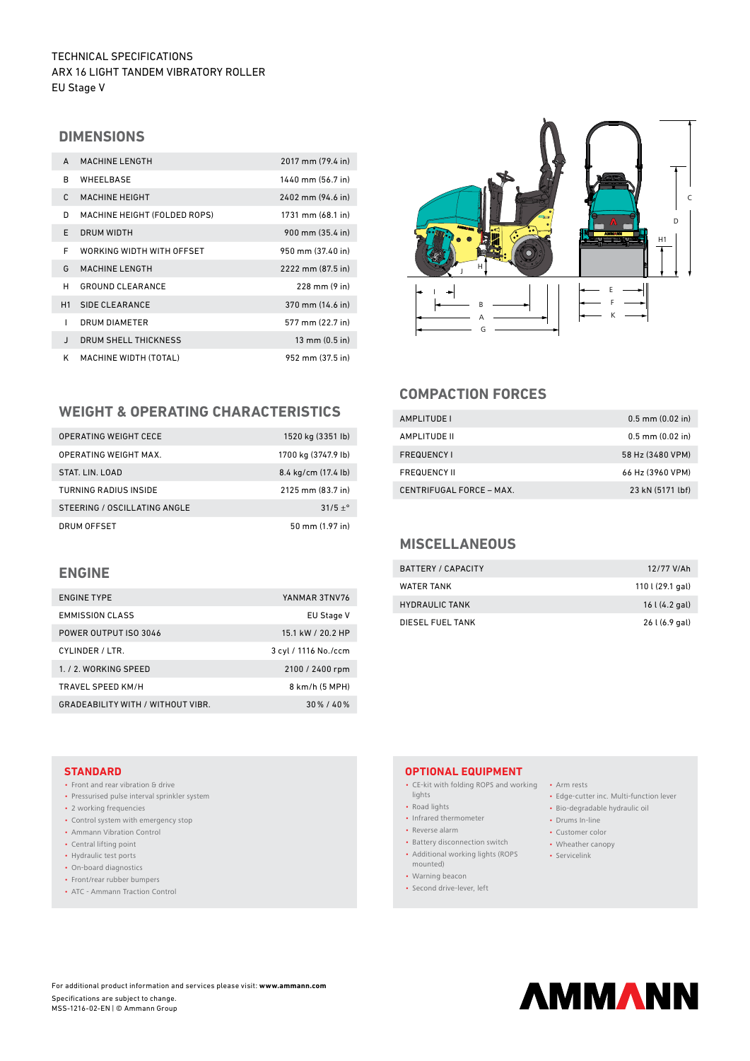TECHNICAL SPECIFICATIONS
ARX 16 LIGHT TANDEM VIBRATORY ROLLER
EU Stage V

## DIMENSIONS

| | | |
|---|---|---|
| A | MACHINE LENGTH | 2017 mm (79.4 in) |
| B | WHEELBASE | 1440 mm (56.7 in) |
| C | MACHINE HEIGHT | 2402 mm (94.6 in) |
| D | MACHINE HEIGHT (FOLDED ROPS) | 1731 mm (68.1 in) |
| E | DRUM WIDTH | 900 mm (35.4 in) |
| F | WORKING WIDTH WITH OFFSET | 950 mm (37.40 in) |
| G | MACHINE LENGTH | 2222 mm (87.5 in) |
| H | GROUND CLEARANCE | 228 mm (9 in) |
| H1 | SIDE CLEARANCE | 370 mm (14.6 in) |
| I | DRUM DIAMETER | 577 mm (22.7 in) |
| J | DRUM SHELL THICKNESS | 13 mm (0.5 in) |
| K | MACHINE WIDTH (TOTAL) | 952 mm (37.5 in) |

C
D
H1
J
H
I
B
A
G
E
F
K

## WEIGHT & OPERATING CHARACTERISTICS

| | |
|---|---|
| OPERATING WEIGHT CECE | 1520 kg (3351 lb) |
| OPERATING WEIGHT MAX. | 1700 kg (3747.9 lb) |
| STAT. LIN. LOAD | 8.4 kg/cm (17.4 lb) |
| TURNING RADIUS INSIDE | 2125 mm (83.7 in) |
| STEERING / OSCILLATING ANGLE | 31/5 ±° |
| DRUM OFFSET | 50 mm (1.97 in) |

## ENGINE

| | |
|---|---|
| ENGINE TYPE | YANMAR 3TNV76 |
| EMMISSION CLASS | EU Stage V |
| POWER OUTPUT ISO 3046 | 15.1 kW / 20.2 HP |
| CYLINDER / LTR. | 3 cyl / 1116 No./ccm |
| 1. / 2. WORKING SPEED | 2100 / 2400 rpm |
| TRAVEL SPEED KM/H | 8 km/h (5 MPH) |
| GRADEABILITY WITH / WITHOUT VIBR. | 30 % / 40 % |

## COMPACTION FORCES

| | |
|---|---|
| AMPLITUDE I | 0.5 mm (0.02 in) |
| AMPLITUDE II | 0.5 mm (0.02 in) |
| FREQUENCY I | 58 Hz (3480 VPM) |
| FREQUENCY II | 66 Hz (3960 VPM) |
| CENTRIFUGAL FORCE – MAX. | 23 kN (5171 lbf) |

## MISCELLANEOUS

| | |
|---|---|
| BATTERY / CAPACITY | 12/77 V/Ah |
| WATER TANK | 110 l (29.1 gal) |
| HYDRAULIC TANK | 16 l (4.2 gal) |
| DIESEL FUEL TANK | 26 l (6.9 gal) |

## STANDARD

- Front and rear vibration & drive
- Pressurised pulse interval sprinkler system
- 2 working frequencies
- Control system with emergency stop
- Ammann Vibration Control
- Central lifting point
- Hydraulic test ports
- On-board diagnostics
- Front/rear rubber bumpers
- ATC - Ammann Traction Control

## OPTIONAL EQUIPMENT

- CE-kit with folding ROPS and working lights
- Road lights
- Infrared thermometer
- Reverse alarm
- Battery disconnection switch
- Additional working lights (ROPS mounted)
- Warning beacon
- Second drive-lever, left
- Arm rests
- Edge-cutter inc. Multi-function lever
- Bio-degradable hydraulic oil
- Drums In-line
- Customer color
- Wheather canopy
- Servicelink

For additional product information and services please visit: **www.ammann.com**
Specifications are subject to change.
MSS-1216-02-EN | © Ammann Group

AMMANN